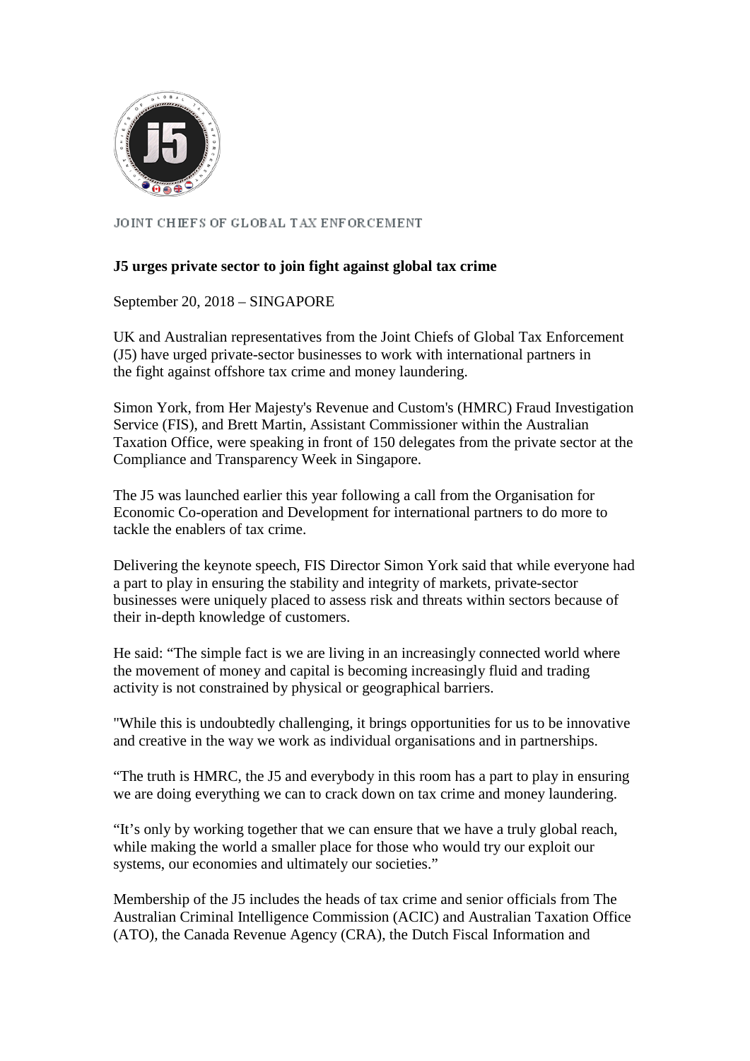JOINT CHIEFS OF GLOBAL TAX ENFORCEMENT

**J5 urges private sector to join fight against global tax crime**

September 20, 2018 – SINGAPORE

UK and Australian representatives from the Joint Chiefs of Global Tax Enforcement (J5) have urged private-sector businesses to work with international partners in the fight against offshore tax crime and money laundering.

Simon York, from Her Majesty's Revenue and Custom's (HMRC) Fraud Investigation Service (FIS), and Brett Martin, Assistant Commissioner within the Australian Taxation Office, were speaking in front of 150 delegates from the private sector at the Compliance and Transparency Week in Singapore.

The J5 was launched earlier this year following a call from the Organisation for Economic Co-operation and Development for international partners to do more to tackle the enablers of tax crime.

Delivering the keynote speech, FIS Director Simon York said that while everyone had a part to play in ensuring the stability and integrity of markets, private-sector businesses were uniquely placed to assess risk and threats within sectors because of their in-depth knowledge of customers.

He said: "The simple fact is we are living in an increasingly connected world where the movement of money and capital is becoming increasingly fluid and trading activity is not constrained by physical or geographical barriers.

"While this is undoubtedly challenging, it brings opportunities for us to be innovative and creative in the way we work as individual organisations and in partnerships.

"The truth is HMRC, the J5 and everybody in this room has a part to play in ensuring we are doing everything we can to crack down on tax crime and money laundering.

"It's only by working together that we can ensure that we have a truly global reach, while making the world a smaller place for those who would try our exploit our systems, our economies and ultimately our societies."

Membership of the J5 includes the heads of tax crime and senior officials from The Australian Criminal Intelligence Commission (ACIC) and Australian Taxation Office (ATO), the Canada Revenue Agency (CRA), the Dutch Fiscal Information and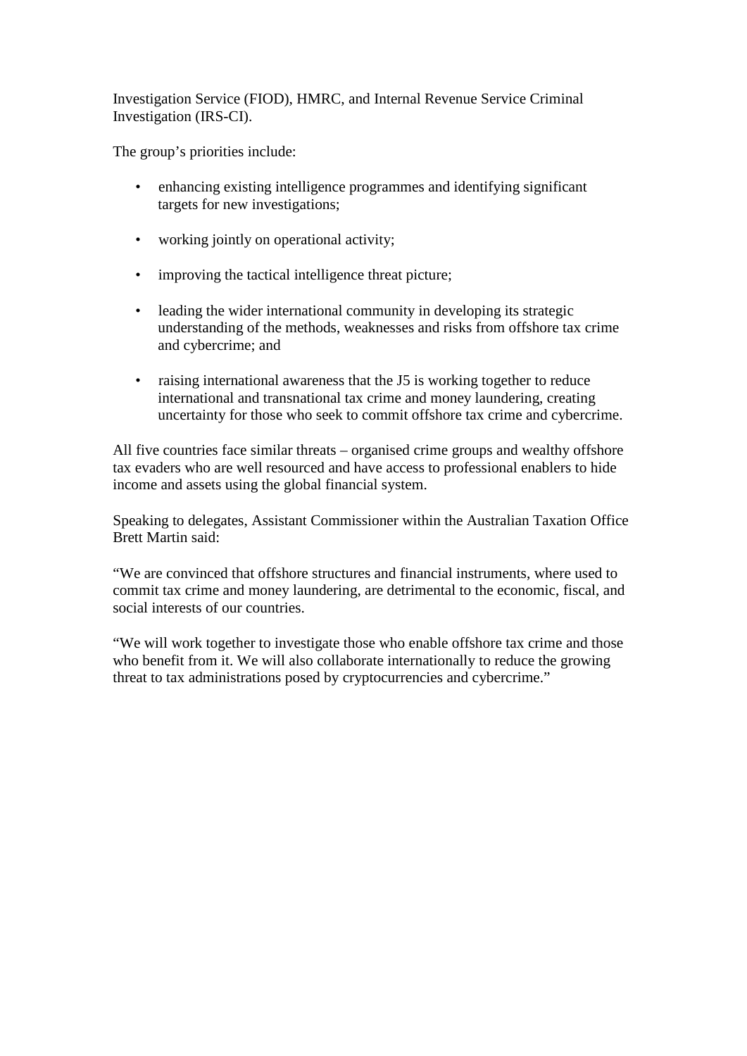Investigation Service (FIOD), HMRC, and Internal Revenue Service Criminal Investigation (IRS-CI).

The group's priorities include:

- enhancing existing intelligence programmes and identifying significant targets for new investigations;
- working jointly on operational activity;
- improving the tactical intelligence threat picture;
- leading the wider international community in developing its strategic understanding of the methods, weaknesses and risks from offshore tax crime and cybercrime; and
- raising international awareness that the J5 is working together to reduce international and transnational tax crime and money laundering, creating uncertainty for those who seek to commit offshore tax crime and cybercrime.

All five countries face similar threats – organised crime groups and wealthy offshore tax evaders who are well resourced and have access to professional enablers to hide income and assets using the global financial system.

Speaking to delegates, Assistant Commissioner within the Australian Taxation Office Brett Martin said:

"We are convinced that offshore structures and financial instruments, where used to commit tax crime and money laundering, are detrimental to the economic, fiscal, and social interests of our countries.

"We will work together to investigate those who enable offshore tax crime and those who benefit from it. We will also collaborate internationally to reduce the growing threat to tax administrations posed by cryptocurrencies and cybercrime."